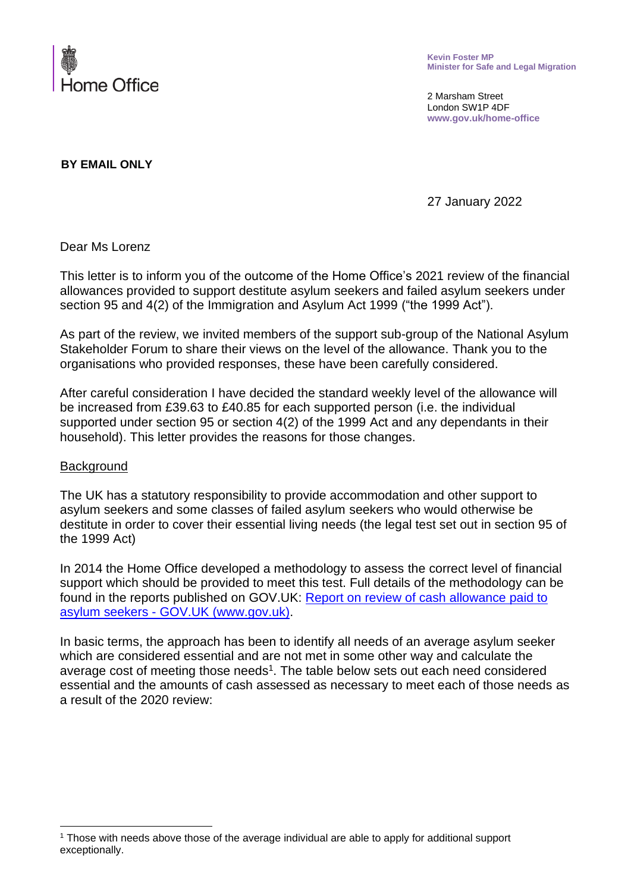Home Office

**Kevin Foster MP**
**Minister for Safe and Legal Migration**

2 Marsham Street
London SW1P 4DF
**www.gov.uk/home-office**

**BY EMAIL ONLY**

27 January 2022

Dear Ms Lorenz

This letter is to inform you of the outcome of the Home Office's 2021 review of the financial allowances provided to support destitute asylum seekers and failed asylum seekers under section 95 and 4(2) of the Immigration and Asylum Act 1999 ("the 1999 Act").

As part of the review, we invited members of the support sub-group of the National Asylum Stakeholder Forum to share their views on the level of the allowance. Thank you to the organisations who provided responses, these have been carefully considered.

After careful consideration I have decided the standard weekly level of the allowance will be increased from £39.63 to £40.85 for each supported person (i.e. the individual supported under section 95 or section 4(2) of the 1999 Act and any dependants in their household). This letter provides the reasons for those changes.

<u>Background</u>

The UK has a statutory responsibility to provide accommodation and other support to asylum seekers and some classes of failed asylum seekers who would otherwise be destitute in order to cover their essential living needs (the legal test set out in section 95 of the 1999 Act)

In 2014 the Home Office developed a methodology to assess the correct level of financial support which should be provided to meet this test. Full details of the methodology can be found in the reports published on GOV.UK: [Report on review of cash allowance paid to asylum seekers - GOV.UK (www.gov.uk)](https://www.gov.uk).

In basic terms, the approach has been to identify all needs of an average asylum seeker which are considered essential and are not met in some other way and calculate the average cost of meeting those needs[1]. The table below sets out each need considered essential and the amounts of cash assessed as necessary to meet each of those needs as a result of the 2020 review:

[1] Those with needs above those of the average individual are able to apply for additional support exceptionally.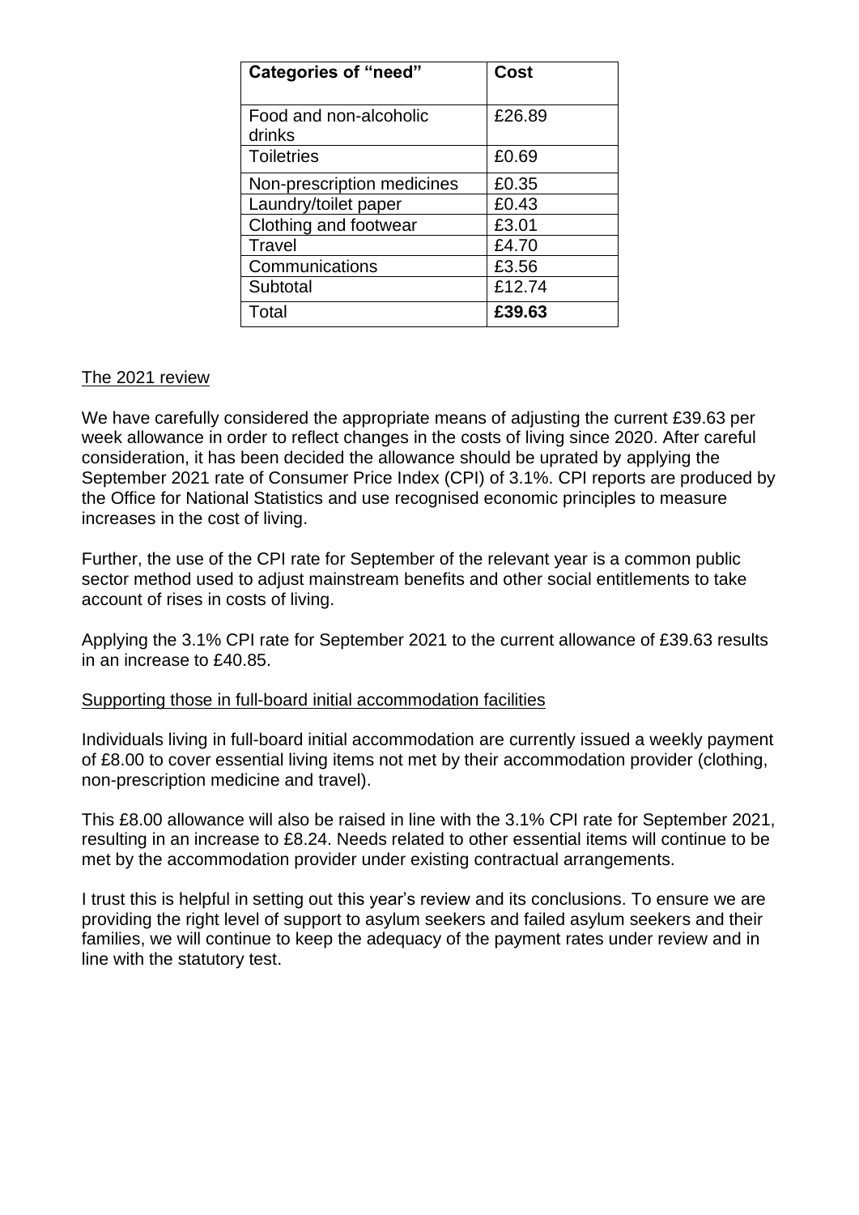| **Categories of "need"** | **Cost** |
|---|---|
| Food and non-alcoholic drinks | £26.89 |
| Toiletries | £0.69 |
| Non-prescription medicines | £0.35 |
| Laundry/toilet paper | £0.43 |
| Clothing and footwear | £3.01 |
| Travel | £4.70 |
| Communications | £3.56 |
| Subtotal | £12.74 |
| Total | **£39.63** |

<u>The 2021 review</u>

We have carefully considered the appropriate means of adjusting the current £39.63 per week allowance in order to reflect changes in the costs of living since 2020. After careful consideration, it has been decided the allowance should be uprated by applying the September 2021 rate of Consumer Price Index (CPI) of 3.1%. CPI reports are produced by the Office for National Statistics and use recognised economic principles to measure increases in the cost of living.

Further, the use of the CPI rate for September of the relevant year is a common public sector method used to adjust mainstream benefits and other social entitlements to take account of rises in costs of living.

Applying the 3.1% CPI rate for September 2021 to the current allowance of £39.63 results in an increase to £40.85.

<u>Supporting those in full-board initial accommodation facilities</u>

Individuals living in full-board initial accommodation are currently issued a weekly payment of £8.00 to cover essential living items not met by their accommodation provider (clothing, non-prescription medicine and travel).

This £8.00 allowance will also be raised in line with the 3.1% CPI rate for September 2021, resulting in an increase to £8.24. Needs related to other essential items will continue to be met by the accommodation provider under existing contractual arrangements.

I trust this is helpful in setting out this year's review and its conclusions. To ensure we are providing the right level of support to asylum seekers and failed asylum seekers and their families, we will continue to keep the adequacy of the payment rates under review and in line with the statutory test.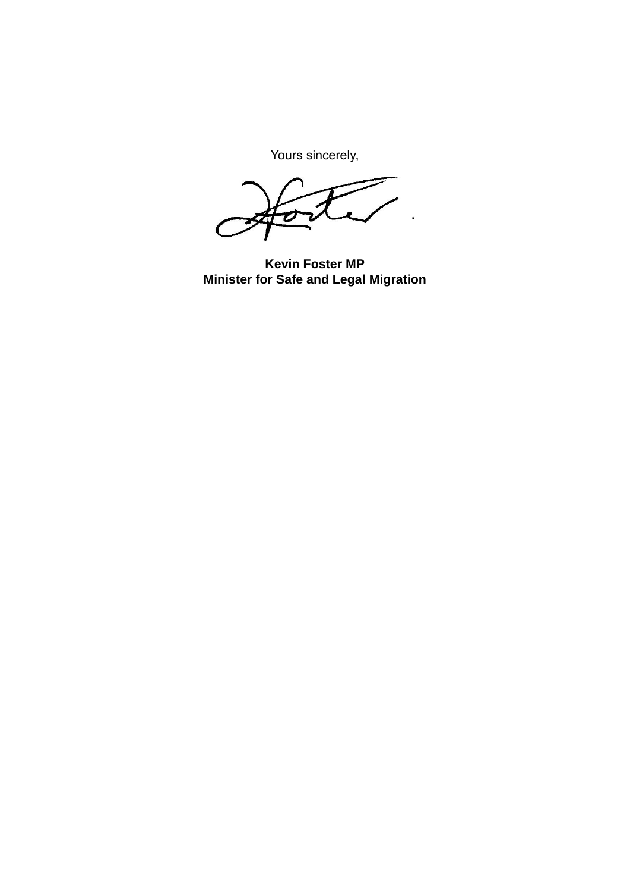Yours sincerely,

**Kevin Foster MP**
**Minister for Safe and Legal Migration**